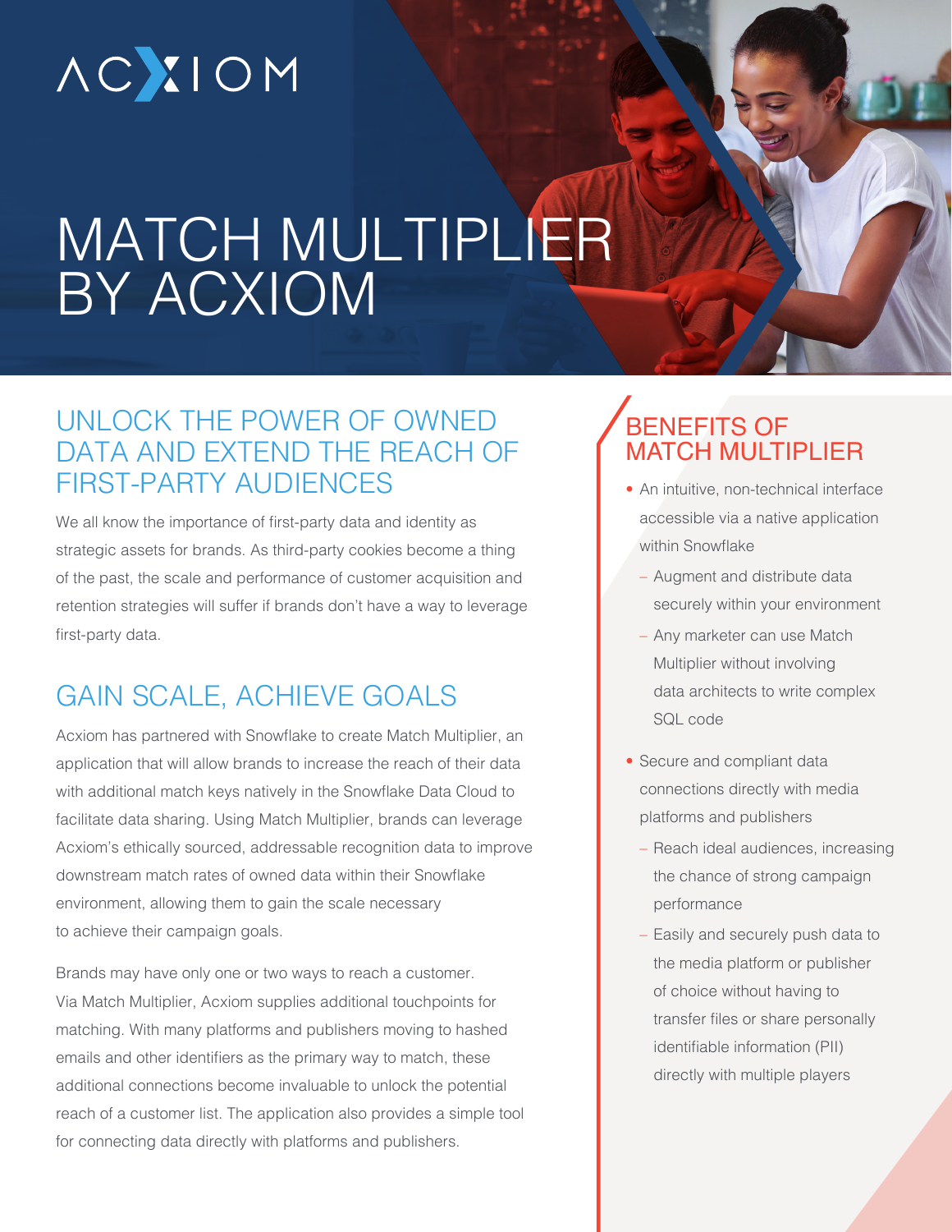ACXIOM

# MATCH MULTIPLIER BY ACXIOM

## UNLOCK THE POWER OF OWNED DATA AND EXTEND THE REACH OF FIRST-PARTY AUDIENCES

We all know the importance of first-party data and identity as strategic assets for brands. As third-party cookies become a thing of the past, the scale and performance of customer acquisition and retention strategies will suffer if brands don't have a way to leverage first-party data.

## GAIN SCALE, ACHIEVE GOALS

Acxiom has partnered with Snowflake to create Match Multiplier, an application that will allow brands to increase the reach of their data with additional match keys natively in the Snowflake Data Cloud to facilitate data sharing. Using Match Multiplier, brands can leverage Acxiom's ethically sourced, addressable recognition data to improve downstream match rates of owned data within their Snowflake environment, allowing them to gain the scale necessary to achieve their campaign goals.

Brands may have only one or two ways to reach a customer. Via Match Multiplier, Acxiom supplies additional touchpoints for matching. With many platforms and publishers moving to hashed emails and other identifiers as the primary way to match, these additional connections become invaluable to unlock the potential reach of a customer list. The application also provides a simple tool for connecting data directly with platforms and publishers.

## BENEFITS OF MATCH MULTIPLIER

- An intuitive, non-technical interface accessible via a native application within Snowflake
  - Augment and distribute data securely within your environment
  - Any marketer can use Match Multiplier without involving data architects to write complex SQL code
- Secure and compliant data connections directly with media platforms and publishers
  - Reach ideal audiences, increasing the chance of strong campaign performance
  - Easily and securely push data to the media platform or publisher of choice without having to transfer files or share personally identifiable information (PII) directly with multiple players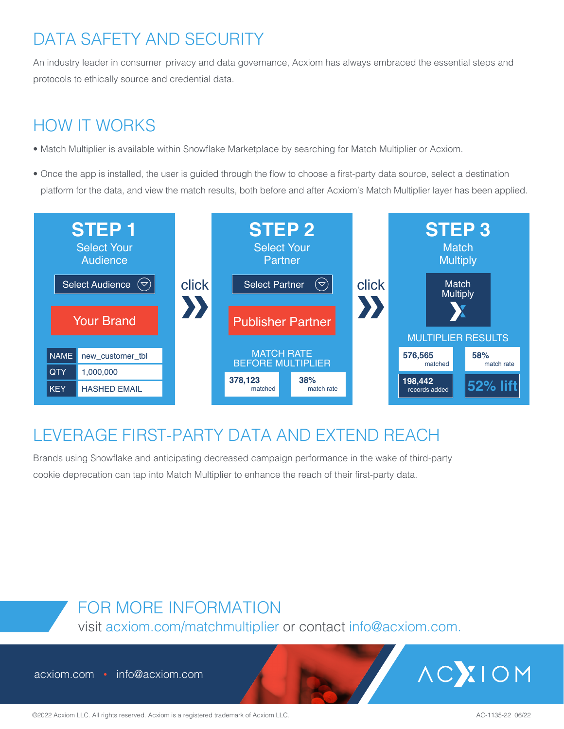## DATA SAFETY AND SECURITY

An industry leader in consumer privacy and data governance, Acxiom has always embraced the essential steps and protocols to ethically source and credential data.

## HOW IT WORKS

- Match Multiplier is available within Snowflake Marketplace by searching for Match Multiplier or Acxiom.
- Once the app is installed, the user is guided through the flow to choose a first-party data source, select a destination platform for the data, and view the match results, both before and after Acxiom's Match Multiplier layer has been applied.

**STEP 1**
Select Your Audience

Select Audience

Your Brand

| | |
|---|---|
| NAME | new_customer_tbl |
| QTY | 1,000,000 |
| KEY | HASHED EMAIL |

click

**STEP 2**
Select Your Partner

Select Partner

Publisher Partner

MATCH RATE BEFORE MULTIPLIER

378,123 matched

38% match rate

click

**STEP 3**
Match Multiply

Match Multiply

MULTIPLIER RESULTS

576,565 matched

58% match rate

198,442 records added

52% lift

## LEVERAGE FIRST-PARTY DATA AND EXTEND REACH

Brands using Snowflake and anticipating decreased campaign performance in the wake of third-party cookie deprecation can tap into Match Multiplier to enhance the reach of their first-party data.

## FOR MORE INFORMATION

visit acxiom.com/matchmultiplier or contact info@acxiom.com.

acxiom.com • info@acxiom.com

ACXIOM

©2022 Acxiom LLC. All rights reserved. Acxiom is a registered trademark of Acxiom LLC.

AC-1135-22 06/22